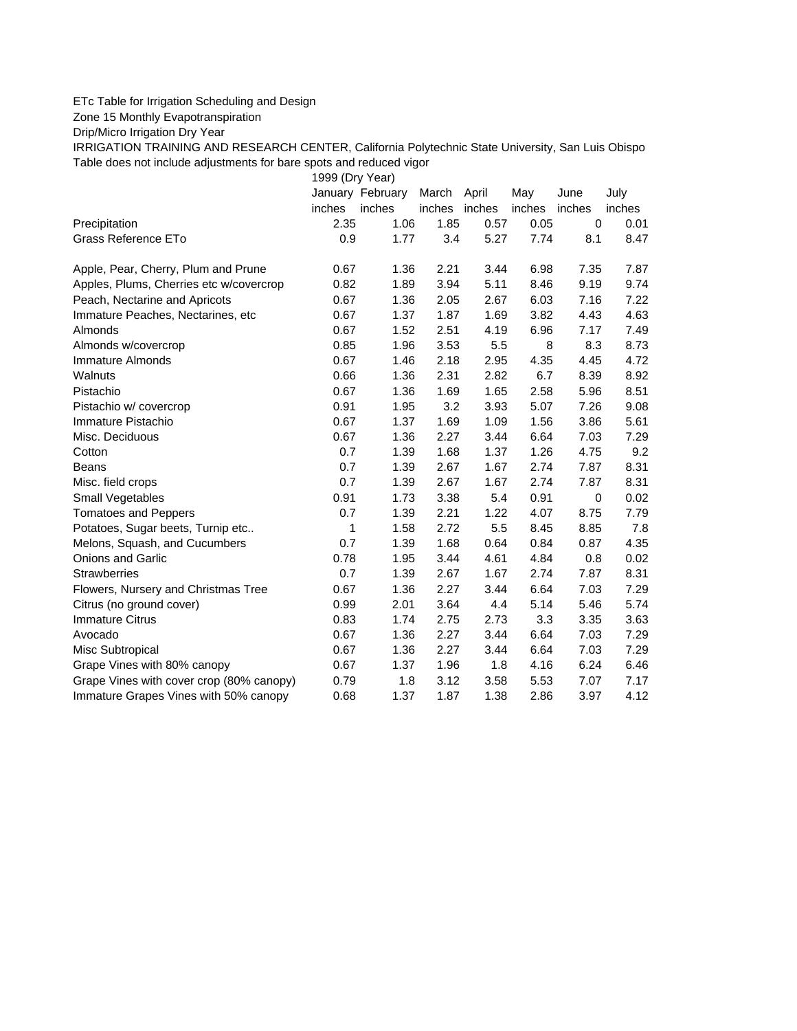ETc Table for Irrigation Scheduling and Design

Zone 15 Monthly Evapotranspiration

Drip/Micro Irrigation Dry Year

IRRIGATION TRAINING AND RESEARCH CENTER, California Polytechnic State University, San Luis Obispo

Table does not include adjustments for bare spots and reduced vigor

| | 1999 (Dry Year) | | | | | | |
|---|---|---|---|---|---|---|---|
| | January | February | March | April | May | June | July |
| | inches | inches | inches | inches | inches | inches | inches |
| Precipitation | 2.35 | 1.06 | 1.85 | 0.57 | 0.05 | 0 | 0.01 |
| Grass Reference ETo | 0.9 | 1.77 | 3.4 | 5.27 | 7.74 | 8.1 | 8.47 |
| | | | | | | | |
| Apple, Pear, Cherry, Plum and Prune | 0.67 | 1.36 | 2.21 | 3.44 | 6.98 | 7.35 | 7.87 |
| Apples, Plums, Cherries etc w/covercrop | 0.82 | 1.89 | 3.94 | 5.11 | 8.46 | 9.19 | 9.74 |
| Peach, Nectarine and Apricots | 0.67 | 1.36 | 2.05 | 2.67 | 6.03 | 7.16 | 7.22 |
| Immature Peaches, Nectarines, etc | 0.67 | 1.37 | 1.87 | 1.69 | 3.82 | 4.43 | 4.63 |
| Almonds | 0.67 | 1.52 | 2.51 | 4.19 | 6.96 | 7.17 | 7.49 |
| Almonds w/covercrop | 0.85 | 1.96 | 3.53 | 5.5 | 8 | 8.3 | 8.73 |
| Immature Almonds | 0.67 | 1.46 | 2.18 | 2.95 | 4.35 | 4.45 | 4.72 |
| Walnuts | 0.66 | 1.36 | 2.31 | 2.82 | 6.7 | 8.39 | 8.92 |
| Pistachio | 0.67 | 1.36 | 1.69 | 1.65 | 2.58 | 5.96 | 8.51 |
| Pistachio w/ covercrop | 0.91 | 1.95 | 3.2 | 3.93 | 5.07 | 7.26 | 9.08 |
| Immature Pistachio | 0.67 | 1.37 | 1.69 | 1.09 | 1.56 | 3.86 | 5.61 |
| Misc. Deciduous | 0.67 | 1.36 | 2.27 | 3.44 | 6.64 | 7.03 | 7.29 |
| Cotton | 0.7 | 1.39 | 1.68 | 1.37 | 1.26 | 4.75 | 9.2 |
| Beans | 0.7 | 1.39 | 2.67 | 1.67 | 2.74 | 7.87 | 8.31 |
| Misc. field crops | 0.7 | 1.39 | 2.67 | 1.67 | 2.74 | 7.87 | 8.31 |
| Small Vegetables | 0.91 | 1.73 | 3.38 | 5.4 | 0.91 | 0 | 0.02 |
| Tomatoes and Peppers | 0.7 | 1.39 | 2.21 | 1.22 | 4.07 | 8.75 | 7.79 |
| Potatoes, Sugar beets, Turnip etc.. | 1 | 1.58 | 2.72 | 5.5 | 8.45 | 8.85 | 7.8 |
| Melons, Squash, and Cucumbers | 0.7 | 1.39 | 1.68 | 0.64 | 0.84 | 0.87 | 4.35 |
| Onions and Garlic | 0.78 | 1.95 | 3.44 | 4.61 | 4.84 | 0.8 | 0.02 |
| Strawberries | 0.7 | 1.39 | 2.67 | 1.67 | 2.74 | 7.87 | 8.31 |
| Flowers, Nursery and Christmas Tree | 0.67 | 1.36 | 2.27 | 3.44 | 6.64 | 7.03 | 7.29 |
| Citrus (no ground cover) | 0.99 | 2.01 | 3.64 | 4.4 | 5.14 | 5.46 | 5.74 |
| Immature Citrus | 0.83 | 1.74 | 2.75 | 2.73 | 3.3 | 3.35 | 3.63 |
| Avocado | 0.67 | 1.36 | 2.27 | 3.44 | 6.64 | 7.03 | 7.29 |
| Misc Subtropical | 0.67 | 1.36 | 2.27 | 3.44 | 6.64 | 7.03 | 7.29 |
| Grape Vines with 80% canopy | 0.67 | 1.37 | 1.96 | 1.8 | 4.16 | 6.24 | 6.46 |
| Grape Vines with cover crop (80% canopy) | 0.79 | 1.8 | 3.12 | 3.58 | 5.53 | 7.07 | 7.17 |
| Immature Grapes Vines with 50% canopy | 0.68 | 1.37 | 1.87 | 1.38 | 2.86 | 3.97 | 4.12 |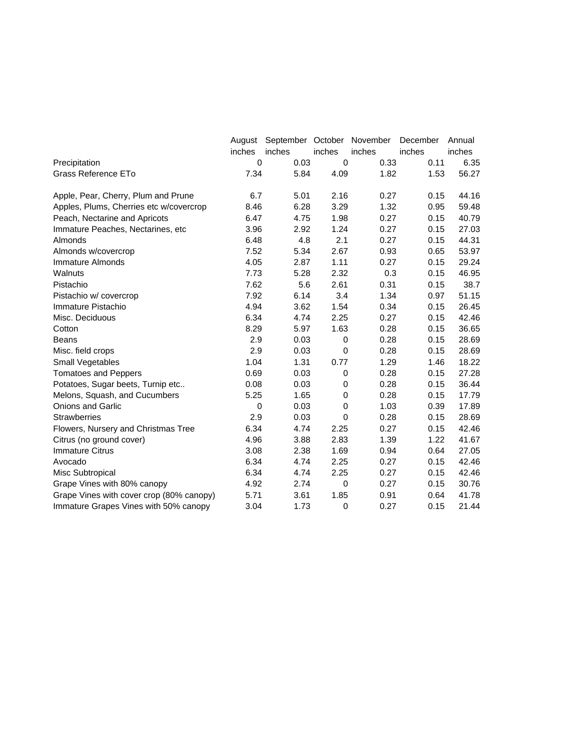| | August inches | September inches | October inches | November inches | December inches | Annual inches |
|---|---|---|---|---|---|---|
| Precipitation | 0 | 0.03 | 0 | 0.33 | 0.11 | 6.35 |
| Grass Reference ETo | 7.34 | 5.84 | 4.09 | 1.82 | 1.53 | 56.27 |
| | | | | | | |
| Apple, Pear, Cherry, Plum and Prune | 6.7 | 5.01 | 2.16 | 0.27 | 0.15 | 44.16 |
| Apples, Plums, Cherries etc w/covercrop | 8.46 | 6.28 | 3.29 | 1.32 | 0.95 | 59.48 |
| Peach, Nectarine and Apricots | 6.47 | 4.75 | 1.98 | 0.27 | 0.15 | 40.79 |
| Immature Peaches, Nectarines, etc | 3.96 | 2.92 | 1.24 | 0.27 | 0.15 | 27.03 |
| Almonds | 6.48 | 4.8 | 2.1 | 0.27 | 0.15 | 44.31 |
| Almonds w/covercrop | 7.52 | 5.34 | 2.67 | 0.93 | 0.65 | 53.97 |
| Immature Almonds | 4.05 | 2.87 | 1.11 | 0.27 | 0.15 | 29.24 |
| Walnuts | 7.73 | 5.28 | 2.32 | 0.3 | 0.15 | 46.95 |
| Pistachio | 7.62 | 5.6 | 2.61 | 0.31 | 0.15 | 38.7 |
| Pistachio w/ covercrop | 7.92 | 6.14 | 3.4 | 1.34 | 0.97 | 51.15 |
| Immature Pistachio | 4.94 | 3.62 | 1.54 | 0.34 | 0.15 | 26.45 |
| Misc. Deciduous | 6.34 | 4.74 | 2.25 | 0.27 | 0.15 | 42.46 |
| Cotton | 8.29 | 5.97 | 1.63 | 0.28 | 0.15 | 36.65 |
| Beans | 2.9 | 0.03 | 0 | 0.28 | 0.15 | 28.69 |
| Misc. field crops | 2.9 | 0.03 | 0 | 0.28 | 0.15 | 28.69 |
| Small Vegetables | 1.04 | 1.31 | 0.77 | 1.29 | 1.46 | 18.22 |
| Tomatoes and Peppers | 0.69 | 0.03 | 0 | 0.28 | 0.15 | 27.28 |
| Potatoes, Sugar beets, Turnip etc.. | 0.08 | 0.03 | 0 | 0.28 | 0.15 | 36.44 |
| Melons, Squash, and Cucumbers | 5.25 | 1.65 | 0 | 0.28 | 0.15 | 17.79 |
| Onions and Garlic | 0 | 0.03 | 0 | 1.03 | 0.39 | 17.89 |
| Strawberries | 2.9 | 0.03 | 0 | 0.28 | 0.15 | 28.69 |
| Flowers, Nursery and Christmas Tree | 6.34 | 4.74 | 2.25 | 0.27 | 0.15 | 42.46 |
| Citrus (no ground cover) | 4.96 | 3.88 | 2.83 | 1.39 | 1.22 | 41.67 |
| Immature Citrus | 3.08 | 2.38 | 1.69 | 0.94 | 0.64 | 27.05 |
| Avocado | 6.34 | 4.74 | 2.25 | 0.27 | 0.15 | 42.46 |
| Misc Subtropical | 6.34 | 4.74 | 2.25 | 0.27 | 0.15 | 42.46 |
| Grape Vines with 80% canopy | 4.92 | 2.74 | 0 | 0.27 | 0.15 | 30.76 |
| Grape Vines with cover crop (80% canopy) | 5.71 | 3.61 | 1.85 | 0.91 | 0.64 | 41.78 |
| Immature Grapes Vines with 50% canopy | 3.04 | 1.73 | 0 | 0.27 | 0.15 | 21.44 |